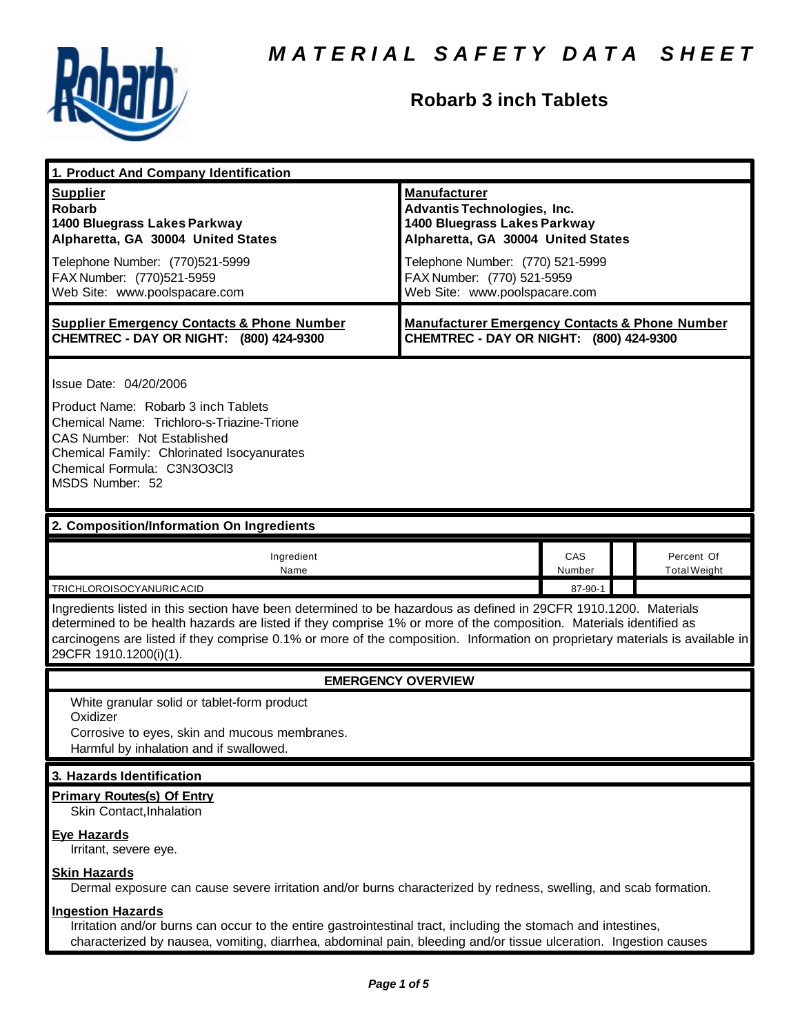# MATERIAL SAFETY DATA SHEET

## Robarb 3 inch Tablets

### 1. Product And Company Identification

| **Supplier** | **Manufacturer** |
|---|---|
| **Robarb**<br>**1400 Bluegrass Lakes Parkway**<br>**Alpharetta, GA 30004 United States** | **Advantis Technologies, Inc.**<br>**1400 Bluegrass Lakes Parkway**<br>**Alpharetta, GA 30004 United States** |
| Telephone Number: (770)521-5999<br>FAX Number: (770)521-5959<br>Web Site: www.poolspacare.com | Telephone Number: (770) 521-5999<br>FAX Number: (770) 521-5959<br>Web Site: www.poolspacare.com |
| **Supplier Emergency Contacts & Phone Number**<br>**CHEMTREC - DAY OR NIGHT: (800) 424-9300** | **Manufacturer Emergency Contacts & Phone Number**<br>**CHEMTREC - DAY OR NIGHT: (800) 424-9300** |

Issue Date: 04/20/2006

Product Name: Robarb 3 inch Tablets
Chemical Name: Trichloro-s-Triazine-Trione
CAS Number: Not Established
Chemical Family: Chlorinated Isocyanurates
Chemical Formula: $C_3N_3O_3Cl_3$
MSDS Number: 52

### 2. Composition/Information On Ingredients

| Ingredient Name | CAS Number | | Percent Of Total Weight |
|---|---|---|---|
| TRICHLOROISOCYANURICACID | 87-90-1 | | |

Ingredients listed in this section have been determined to be hazardous as defined in 29CFR 1910.1200. Materials determined to be health hazards are listed if they comprise 1% or more of the composition. Materials identified as carcinogens are listed if they comprise 0.1% or more of the composition. Information on proprietary materials is available in 29CFR 1910.1200(i)(1).

### EMERGENCY OVERVIEW

White granular solid or tablet-form product
Oxidizer
Corrosive to eyes, skin and mucous membranes.
Harmful by inhalation and if swallowed.

### 3. Hazards Identification

**Primary Routes(s) Of Entry**
Skin Contact,Inhalation

**Eye Hazards**
Irritant, severe eye.

**Skin Hazards**
Dermal exposure can cause severe irritation and/or burns characterized by redness, swelling, and scab formation.

**Ingestion Hazards**
Irritation and/or burns can occur to the entire gastrointestinal tract, including the stomach and intestines, characterized by nausea, vomiting, diarrhea, abdominal pain, bleeding and/or tissue ulceration. Ingestion causes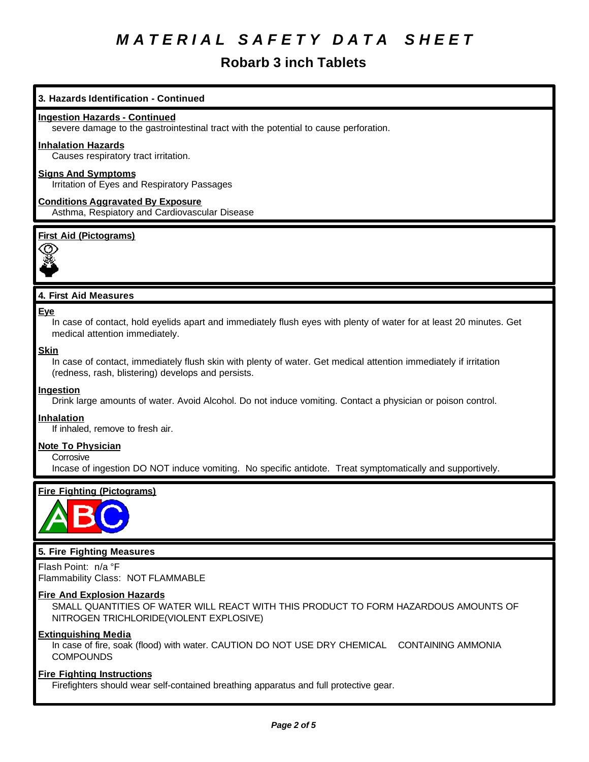# MATERIAL SAFETY DATA SHEET

## Robarb 3 inch Tablets

### 3. Hazards Identification - Continued

**Ingestion Hazards - Continued**

severe damage to the gastrointestinal tract with the potential to cause perforation.

**Inhalation Hazards**

Causes respiratory tract irritation.

**Signs And Symptoms**

Irritation of Eyes and Respiratory Passages

**Conditions Aggravated By Exposure**

Asthma, Respiatory and Cardiovascular Disease

**First Aid (Pictograms)**

### 4. First Aid Measures

**Eye**

In case of contact, hold eyelids apart and immediately flush eyes with plenty of water for at least 20 minutes. Get medical attention immediately.

**Skin**

In case of contact, immediately flush skin with plenty of water. Get medical attention immediately if irritation (redness, rash, blistering) develops and persists.

**Ingestion**

Drink large amounts of water. Avoid Alcohol. Do not induce vomiting. Contact a physician or poison control.

**Inhalation**

If inhaled, remove to fresh air.

**Note To Physician**

Corrosive

Incase of ingestion DO NOT induce vomiting. No specific antidote. Treat symptomatically and supportively.

**Fire Fighting (Pictograms)**

### 5. Fire Fighting Measures

Flash Point: n/a °F

Flammability Class: NOT FLAMMABLE

**Fire And Explosion Hazards**

SMALL QUANTITIES OF WATER WILL REACT WITH THIS PRODUCT TO FORM HAZARDOUS AMOUNTS OF NITROGEN TRICHLORIDE(VIOLENT EXPLOSIVE)

**Extinguishing Media**

In case of fire, soak (flood) with water. CAUTION DO NOT USE DRY CHEMICAL CONTAINING AMMONIA COMPOUNDS

**Fire Fighting Instructions**

Firefighters should wear self-contained breathing apparatus and full protective gear.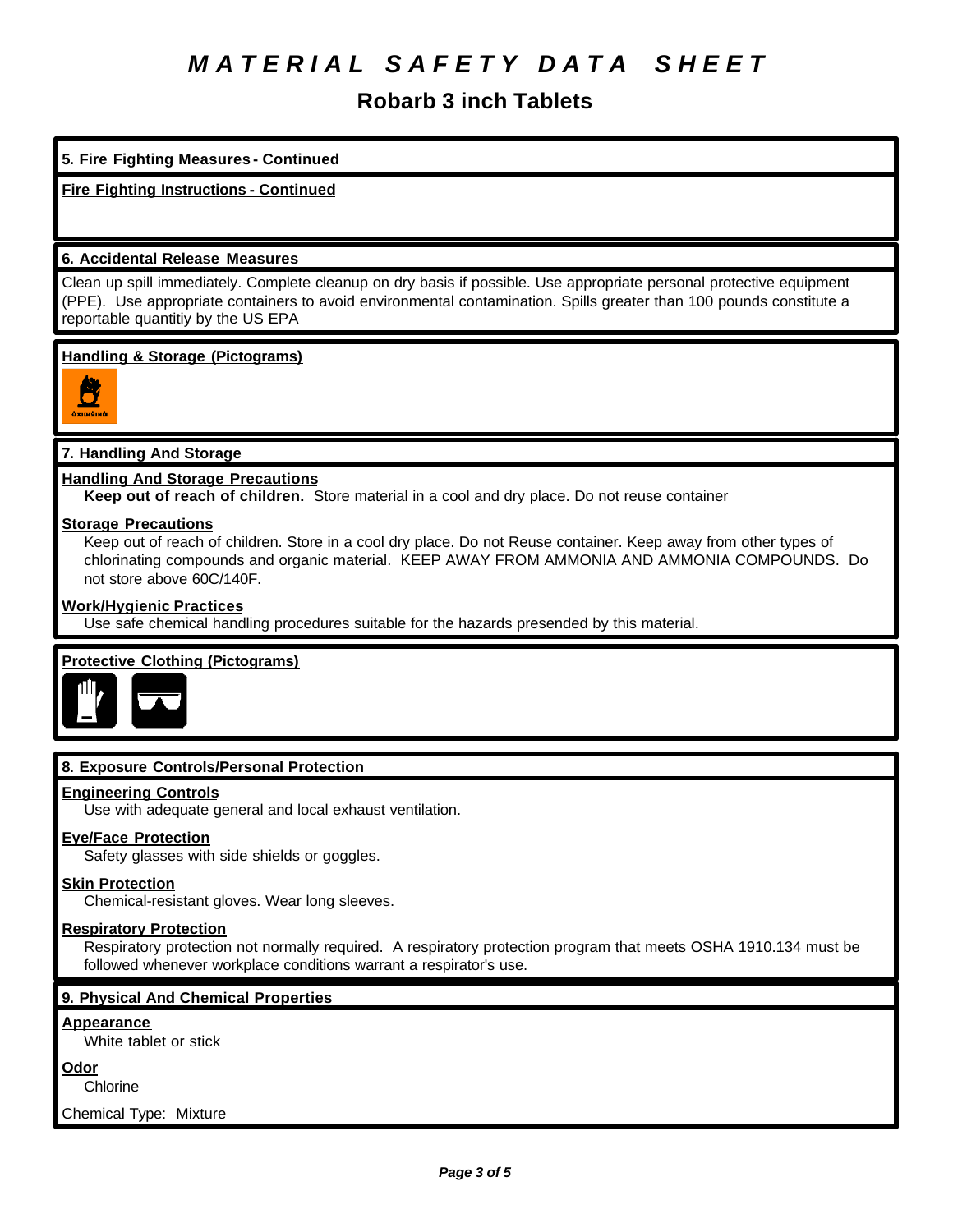# MATERIAL SAFETY DATA SHEET

## Robarb 3 inch Tablets

### 5. Fire Fighting Measures - Continued

**Fire Fighting Instructions - Continued**

### 6. Accidental Release Measures

Clean up spill immediately. Complete cleanup on dry basis if possible. Use appropriate personal protective equipment (PPE). Use appropriate containers to avoid environmental contamination. Spills greater than 100 pounds constitute a reportable quantitiy by the US EPA

**Handling & Storage (Pictograms)**

### 7. Handling And Storage

**Handling And Storage Precautions**

**Keep out of reach of children.** Store material in a cool and dry place. Do not reuse container

**Storage Precautions**

Keep out of reach of children. Store in a cool dry place. Do not Reuse container. Keep away from other types of chlorinating compounds and organic material. KEEP AWAY FROM AMMONIA AND AMMONIA COMPOUNDS. Do not store above 60C/140F.

**Work/Hygienic Practices**

Use safe chemical handling procedures suitable for the hazards presended by this material.

**Protective Clothing (Pictograms)**

### 8. Exposure Controls/Personal Protection

**Engineering Controls**

Use with adequate general and local exhaust ventilation.

**Eye/Face Protection**

Safety glasses with side shields or goggles.

**Skin Protection**

Chemical-resistant gloves. Wear long sleeves.

**Respiratory Protection**

Respiratory protection not normally required. A respiratory protection program that meets OSHA 1910.134 must be followed whenever workplace conditions warrant a respirator's use.

### 9. Physical And Chemical Properties

**Appearance**

White tablet or stick

**Odor**

Chlorine

Chemical Type: Mixture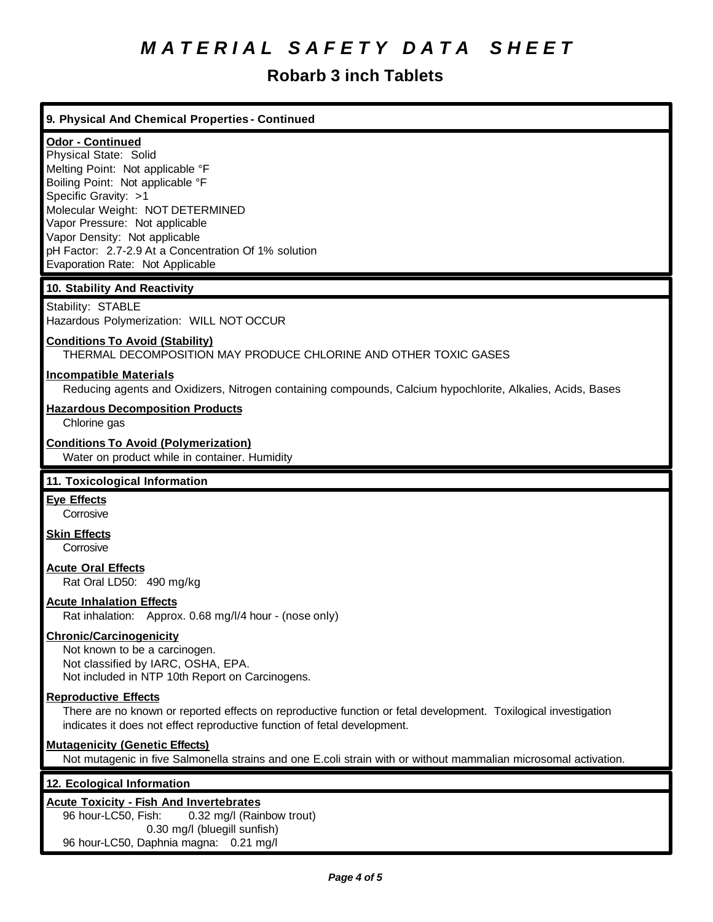# *MATERIAL SAFETY DATA SHEET*

## Robarb 3 inch Tablets

### 9. Physical And Chemical Properties - Continued

**Odor - Continued**

Physical State: Solid
Melting Point: Not applicable °F
Boiling Point: Not applicable °F
Specific Gravity: >1
Molecular Weight: NOT DETERMINED
Vapor Pressure: Not applicable
Vapor Density: Not applicable
pH Factor: 2.7-2.9 At a Concentration Of 1% solution
Evaporation Rate: Not Applicable

### 10. Stability And Reactivity

Stability: STABLE
Hazardous Polymerization: WILL NOT OCCUR

**Conditions To Avoid (Stability)**

THERMAL DECOMPOSITION MAY PRODUCE CHLORINE AND OTHER TOXIC GASES

**Incompatible Materials**

Reducing agents and Oxidizers, Nitrogen containing compounds, Calcium hypochlorite, Alkalies, Acids, Bases

**Hazardous Decomposition Products**

Chlorine gas

**Conditions To Avoid (Polymerization)**

Water on product while in container. Humidity

### 11. Toxicological Information

**Eye Effects**

Corrosive

**Skin Effects**

Corrosive

**Acute Oral Effects**

Rat Oral LD50: 490 mg/kg

**Acute Inhalation Effects**

Rat inhalation: Approx. 0.68 mg/l/4 hour - (nose only)

**Chronic/Carcinogenicity**

Not known to be a carcinogen.
Not classified by IARC, OSHA, EPA.
Not included in NTP 10th Report on Carcinogens.

**Reproductive Effects**

There are no known or reported effects on reproductive function or fetal development. Toxilogical investigation indicates it does not effect reproductive function of fetal development.

**Mutagenicity (Genetic Effects)**

Not mutagenic in five Salmonella strains and one E.coli strain with or without mammalian microsomal activation.

### 12. Ecological Information

**Acute Toxicity - Fish And Invertebrates**

96 hour-LC50, Fish: 0.32 mg/l (Rainbow trout)
0.30 mg/l (bluegill sunfish)
96 hour-LC50, Daphnia magna: 0.21 mg/l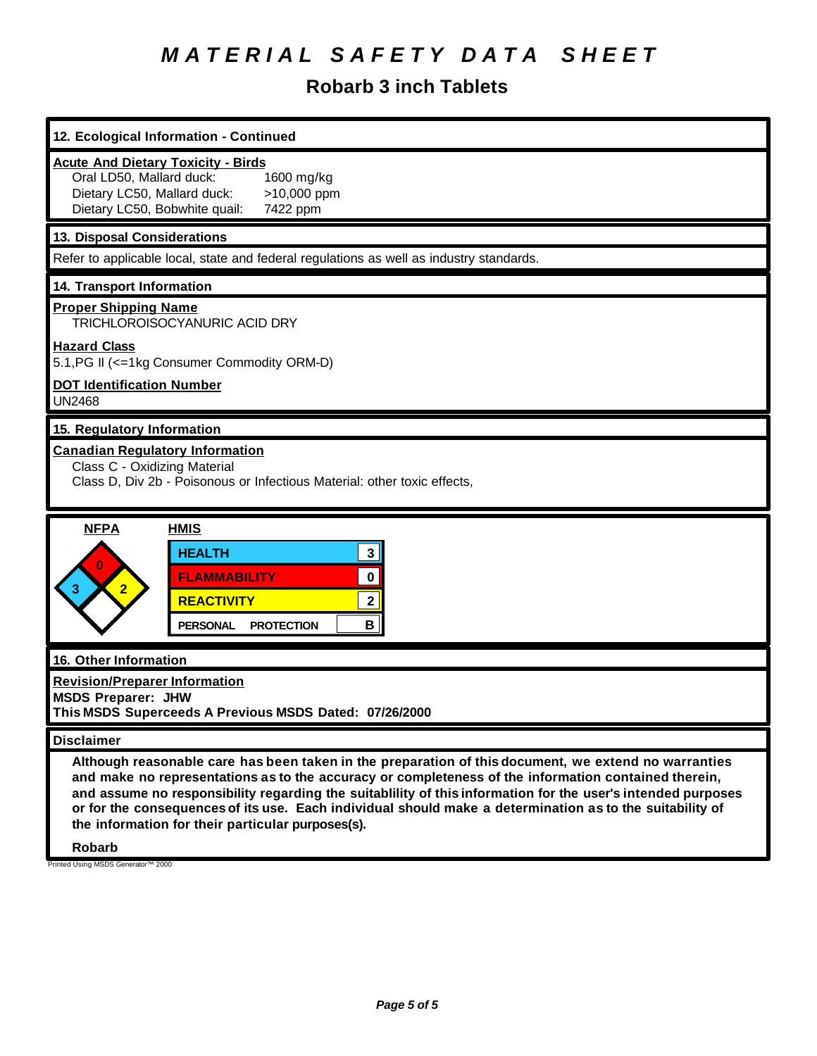# *MATERIAL SAFETY DATA SHEET*

## Robarb 3 inch Tablets

### 12. Ecological Information - Continued

**Acute And Dietary Toxicity - Birds**

| | |
|---|---|
| Oral LD50, Mallard duck: | 1600 mg/kg |
| Dietary LC50, Mallard duck: | >10,000 ppm |
| Dietary LC50, Bobwhite quail: | 7422 ppm |

### 13. Disposal Considerations

Refer to applicable local, state and federal regulations as well as industry standards.

### 14. Transport Information

**Proper Shipping Name**

TRICHLOROISOCYANURIC ACID DRY

**Hazard Class**

5.1,PG II (<=1kg Consumer Commodity ORM-D)

**DOT Identification Number**

UN2468

### 15. Regulatory Information

**Canadian Regulatory Information**

Class C - Oxidizing Material

Class D, Div 2b - Poisonous or Infectious Material: other toxic effects,

**NFPA**

Flammability: 0
Health: 3
Reactivity: 2

**HMIS**

| | |
|---|---|
| HEALTH | 3 |
| FLAMMABILITY | 0 |
| REACTIVITY | 2 |
| PERSONAL PROTECTION | B |

### 16. Other Information

**Revision/Preparer Information**

**MSDS Preparer: JHW**

**This MSDS Superceeds A Previous MSDS Dated: 07/26/2000**

### Disclaimer

**Although reasonable care has been taken in the preparation of this document, we extend no warranties and make no representations as to the accuracy or completeness of the information contained therein, and assume no responsibility regarding the suitablility of this information for the user's intended purposes or for the consequences of its use. Each individual should make a determination as to the suitability of the information for their particular purposes(s).**

**Robarb**

Printed Using MSDS Generator™ 2000